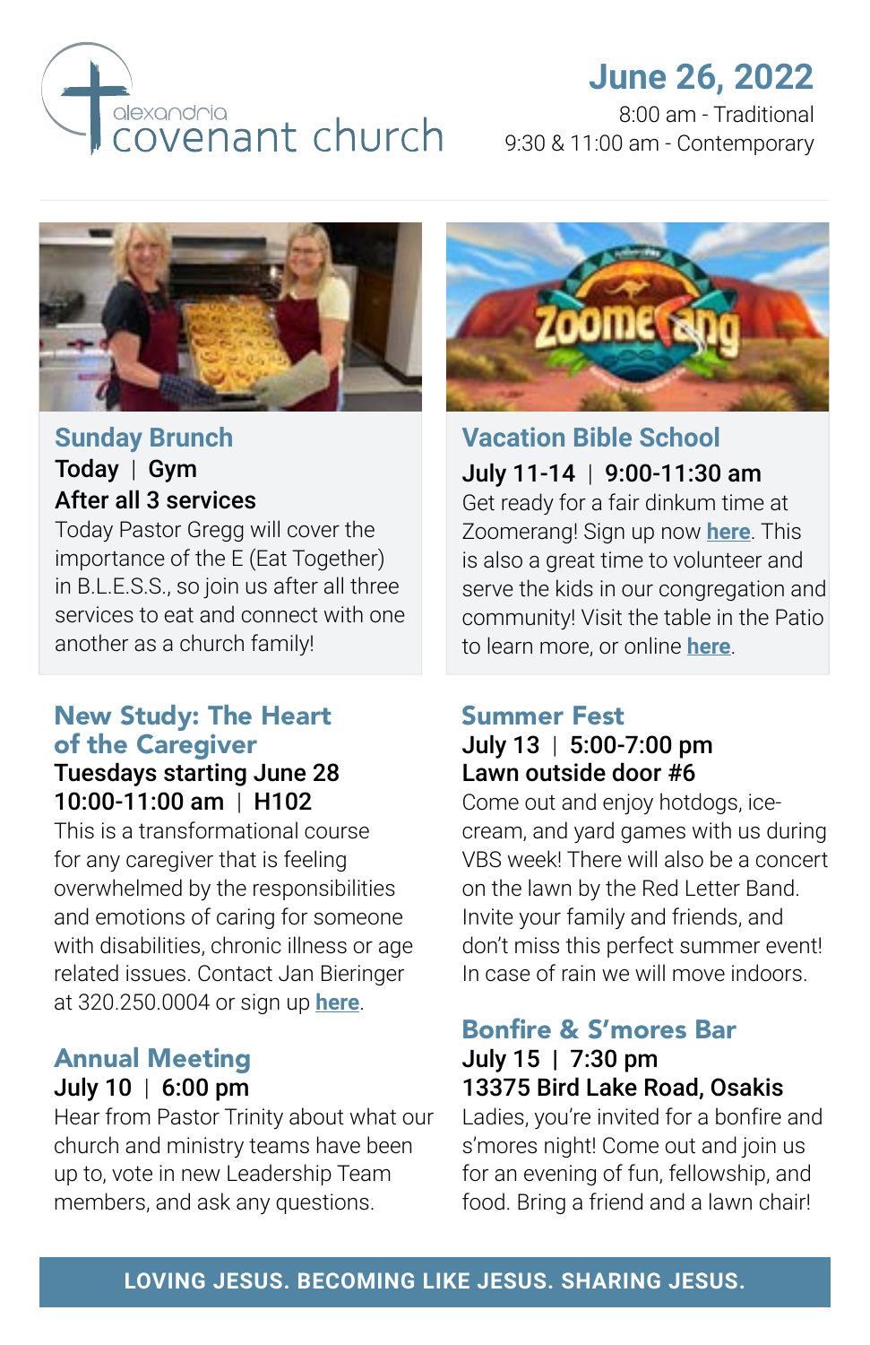# alexandria covenant church

**June 26, 2022**

8:00 am - Traditional
9:30 & 11:00 am - Contemporary

## Sunday Brunch

**Today | Gym**
**After all 3 services**

Today Pastor Gregg will cover the importance of the E (Eat Together) in B.L.E.S.S., so join us after all three services to eat and connect with one another as a church family!

## Vacation Bible School

**July 11-14 | 9:00-11:30 am**

Get ready for a fair dinkum time at Zoomerang! Sign up now **here**. This is also a great time to volunteer and serve the kids in our congregation and community! Visit the table in the Patio to learn more, or online **here**.

## New Study: The Heart of the Caregiver

**Tuesdays starting June 28**
**10:00-11:00 am | H102**

This is a transformational course for any caregiver that is feeling overwhelmed by the responsibilities and emotions of caring for someone with disabilities, chronic illness or age related issues. Contact Jan Bieringer at 320.250.0004 or sign up **here**.

## Annual Meeting

**July 10 | 6:00 pm**

Hear from Pastor Trinity about what our church and ministry teams have been up to, vote in new Leadership Team members, and ask any questions.

## Summer Fest

**July 13 | 5:00-7:00 pm**
**Lawn outside door #6**

Come out and enjoy hotdogs, ice-cream, and yard games with us during VBS week! There will also be a concert on the lawn by the Red Letter Band. Invite your family and friends, and don't miss this perfect summer event! In case of rain we will move indoors.

## Bonfire & S'mores Bar

**July 15 | 7:30 pm**
**13375 Bird Lake Road, Osakis**

Ladies, you're invited for a bonfire and s'mores night! Come out and join us for an evening of fun, fellowship, and food. Bring a friend and a lawn chair!

**LOVING JESUS. BECOMING LIKE JESUS. SHARING JESUS.**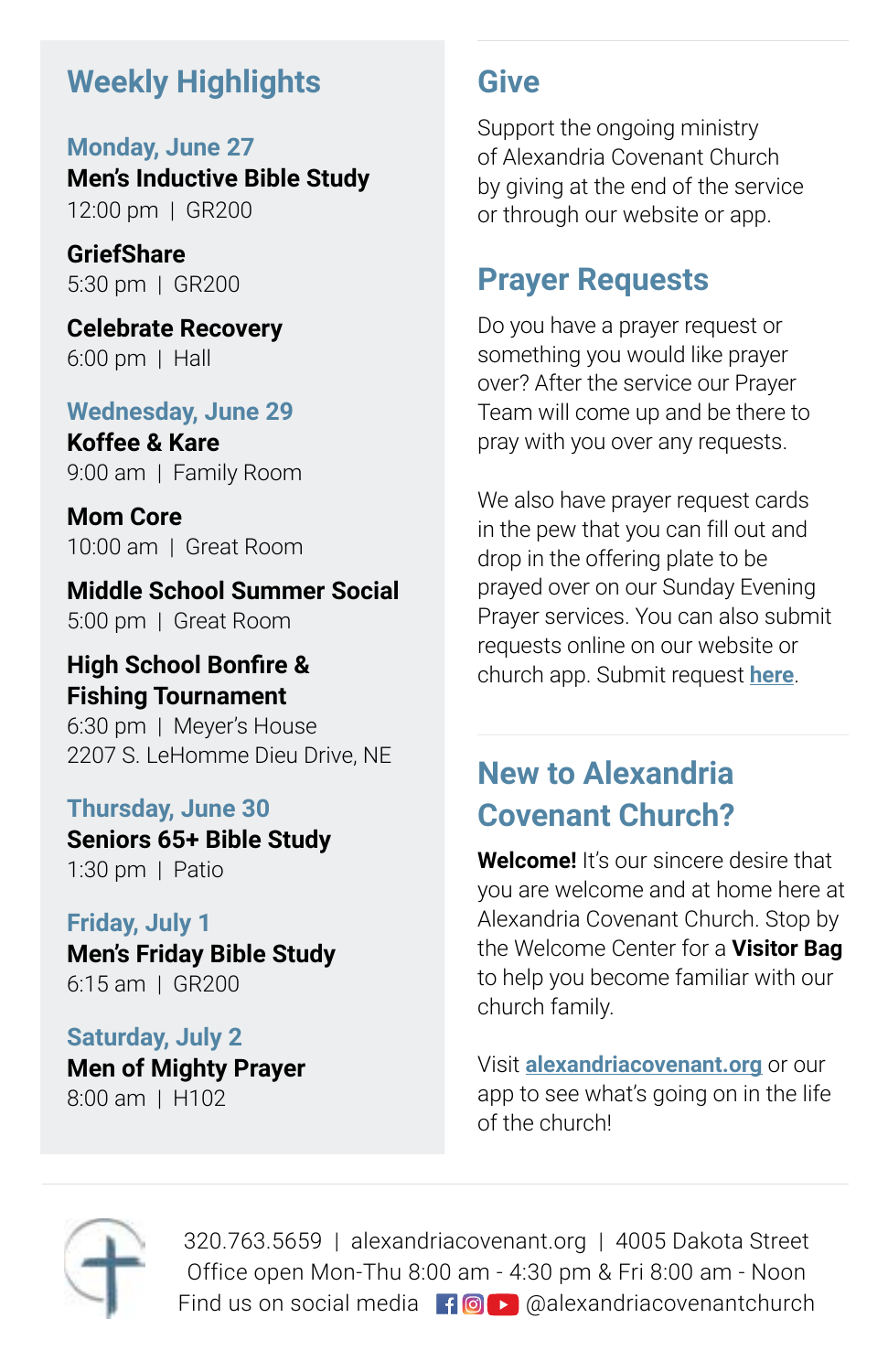## Weekly Highlights

### Monday, June 27

**Men's Inductive Bible Study**
12:00 pm | GR200

**GriefShare**
5:30 pm | GR200

**Celebrate Recovery**
6:00 pm | Hall

### Wednesday, June 29

**Koffee & Kare**
9:00 am | Family Room

**Mom Core**
10:00 am | Great Room

**Middle School Summer Social**
5:00 pm | Great Room

**High School Bonfire & Fishing Tournament**
6:30 pm | Meyer's House
2207 S. LeHomme Dieu Drive, NE

### Thursday, June 30

**Seniors 65+ Bible Study**
1:30 pm | Patio

### Friday, July 1

**Men's Friday Bible Study**
6:15 am | GR200

### Saturday, July 2

**Men of Mighty Prayer**
8:00 am | H102

## Give

Support the ongoing ministry of Alexandria Covenant Church by giving at the end of the service or through our website or app.

## Prayer Requests

Do you have a prayer request or something you would like prayer over? After the service our Prayer Team will come up and be there to pray with you over any requests.

We also have prayer request cards in the pew that you can fill out and drop in the offering plate to be prayed over on our Sunday Evening Prayer services. You can also submit requests online on our website or church app. Submit request **here**.

## New to Alexandria Covenant Church?

**Welcome!** It's our sincere desire that you are welcome and at home here at Alexandria Covenant Church. Stop by the Welcome Center for a **Visitor Bag** to help you become familiar with our church family.

Visit **alexandriacovenant.org** or our app to see what's going on in the life of the church!

320.763.5659 | alexandriacovenant.org | 4005 Dakota Street
Office open Mon-Thu 8:00 am - 4:30 pm & Fri 8:00 am - Noon
Find us on social media @alexandriacovenantchurch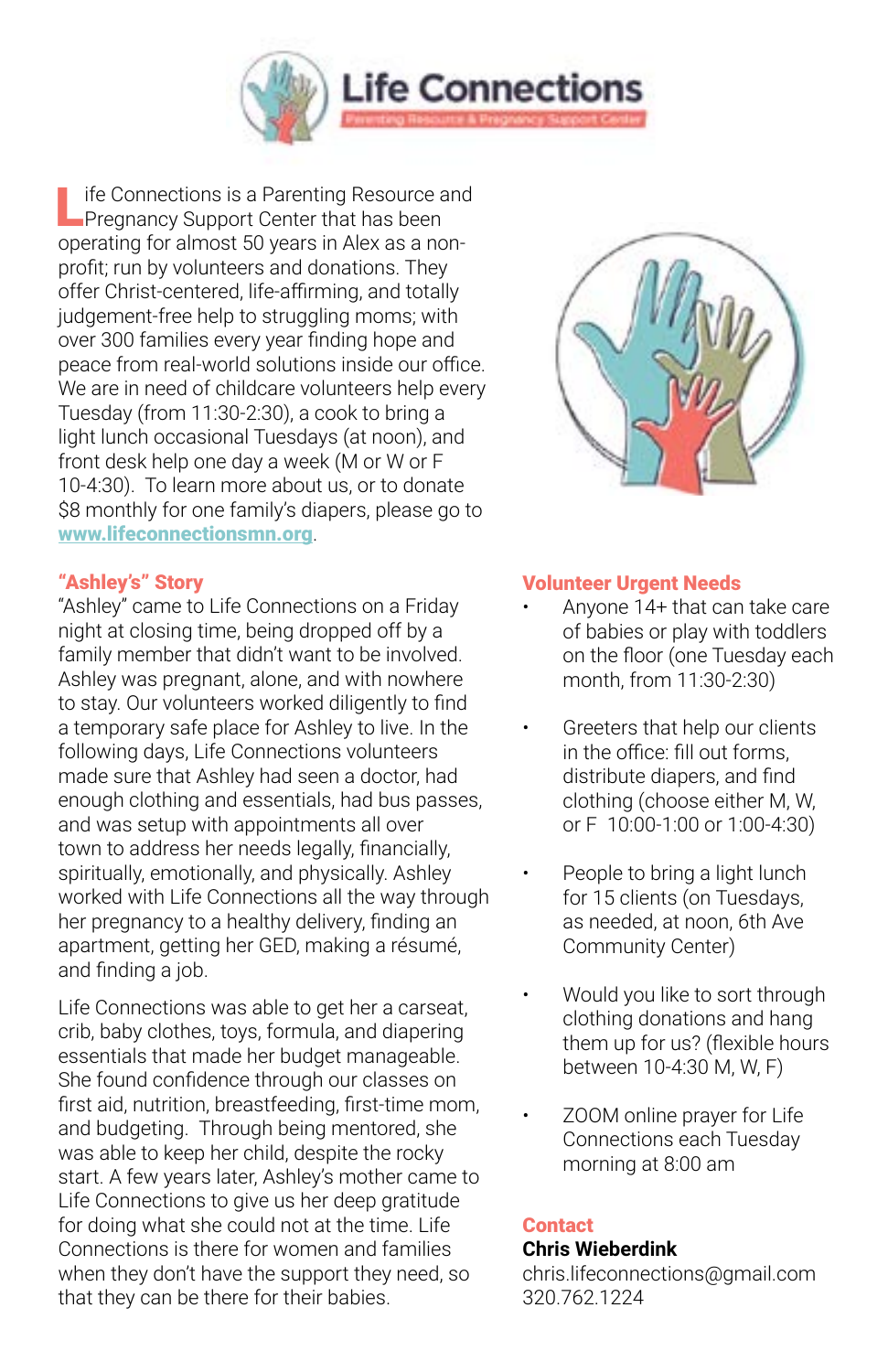# Life Connections

Parenting Resource & Pregnancy Support Center

Life Connections is a Parenting Resource and Pregnancy Support Center that has been operating for almost 50 years in Alex as a non-profit; run by volunteers and donations. They offer Christ-centered, life-affirming, and totally judgement-free help to struggling moms; with over 300 families every year finding hope and peace from real-world solutions inside our office. We are in need of childcare volunteers help every Tuesday (from 11:30-2:30), a cook to bring a light lunch occasional Tuesdays (at noon), and front desk help one day a week (M or W or F 10-4:30). To learn more about us, or to donate $8 monthly for one family's diapers, please go to www.lifeconnectionsmn.org.

## "Ashley's" Story

"Ashley" came to Life Connections on a Friday night at closing time, being dropped off by a family member that didn't want to be involved. Ashley was pregnant, alone, and with nowhere to stay. Our volunteers worked diligently to find a temporary safe place for Ashley to live. In the following days, Life Connections volunteers made sure that Ashley had seen a doctor, had enough clothing and essentials, had bus passes, and was setup with appointments all over town to address her needs legally, financially, spiritually, emotionally, and physically. Ashley worked with Life Connections all the way through her pregnancy to a healthy delivery, finding an apartment, getting her GED, making a résumé, and finding a job.

Life Connections was able to get her a carseat, crib, baby clothes, toys, formula, and diapering essentials that made her budget manageable. She found confidence through our classes on first aid, nutrition, breastfeeding, first-time mom, and budgeting. Through being mentored, she was able to keep her child, despite the rocky start. A few years later, Ashley's mother came to Life Connections to give us her deep gratitude for doing what she could not at the time. Life Connections is there for women and families when they don't have the support they need, so that they can be there for their babies.

## Volunteer Urgent Needs

- Anyone 14+ that can take care of babies or play with toddlers on the floor (one Tuesday each month, from 11:30-2:30)
- Greeters that help our clients in the office: fill out forms, distribute diapers, and find clothing (choose either M, W, or F 10:00-1:00 or 1:00-4:30)
- People to bring a light lunch for 15 clients (on Tuesdays, as needed, at noon, 6th Ave Community Center)
- Would you like to sort through clothing donations and hang them up for us? (flexible hours between 10-4:30 M, W, F)
- ZOOM online prayer for Life Connections each Tuesday morning at 8:00 am

## Contact

**Chris Wieberdink**
chris.lifeconnections@gmail.com
320.762.1224